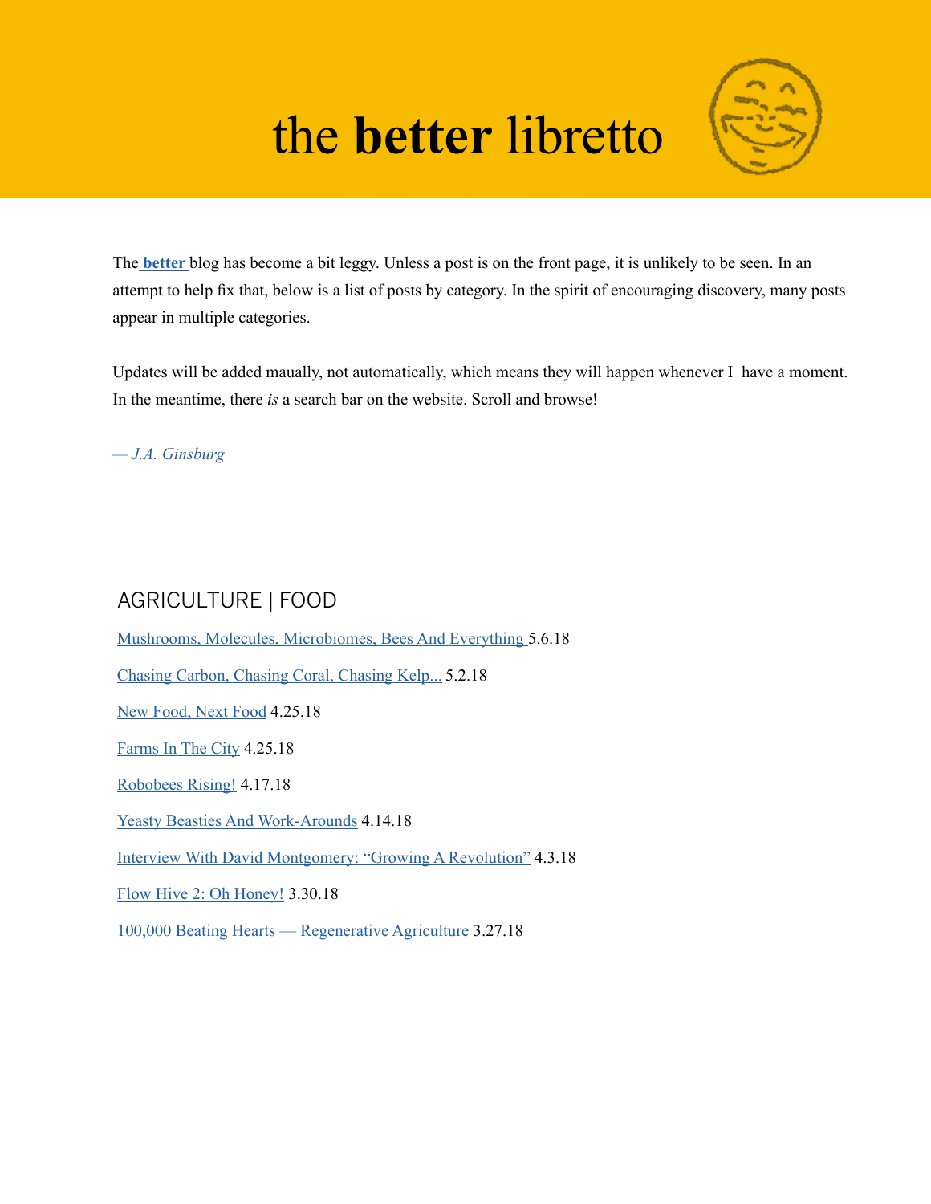# the **better** libretto

The **better** blog has become a bit leggy. Unless a post is on the front page, it is unlikely to be seen. In an attempt to help fix that, below is a list of posts by category. In the spirit of encouraging discovery, many posts appear in multiple categories.

Updates will be added maually, not automatically, which means they will happen whenever I have a moment. In the meantime, there *is* a search bar on the website. Scroll and browse!

*— J.A. Ginsburg*

## AGRICULTURE | FOOD

Mushrooms, Molecules, Microbiomes, Bees And Everything 5.6.18

Chasing Carbon, Chasing Coral, Chasing Kelp... 5.2.18

New Food, Next Food 4.25.18

Farms In The City 4.25.18

Robobees Rising! 4.17.18

Yeasty Beasties And Work-Arounds 4.14.18

Interview With David Montgomery: "Growing A Revolution" 4.3.18

Flow Hive 2: Oh Honey! 3.30.18

100,000 Beating Hearts — Regenerative Agriculture 3.27.18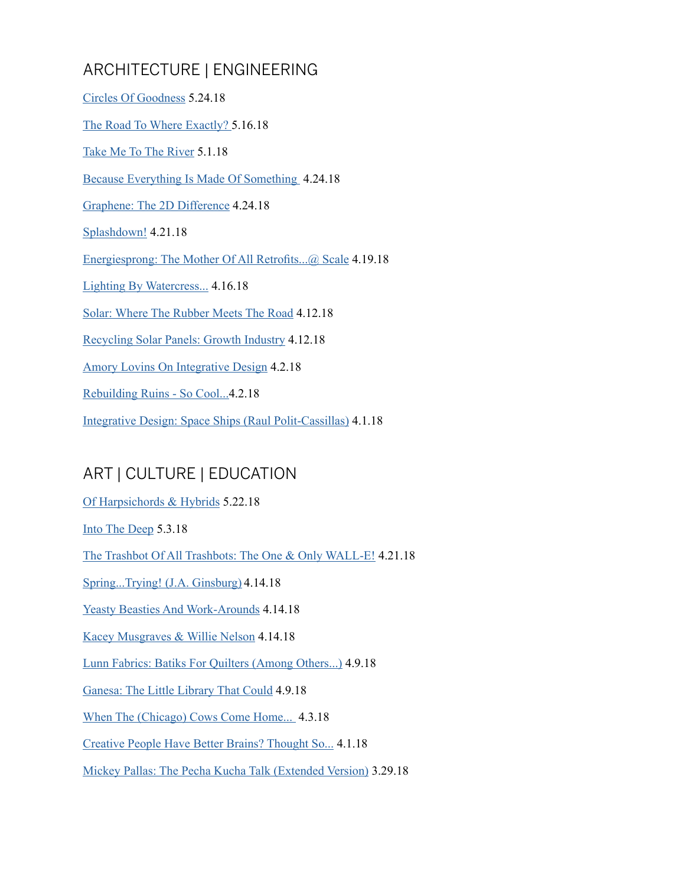## ARCHITECTURE | ENGINEERING

Circles Of Goodness 5.24.18

The Road To Where Exactly? 5.16.18

Take Me To The River 5.1.18

Because Everything Is Made Of Something 4.24.18

Graphene: The 2D Difference 4.24.18

Splashdown! 4.21.18

Energiesprong: The Mother Of All Retrofits...@ Scale 4.19.18

Lighting By Watercress... 4.16.18

Solar: Where The Rubber Meets The Road 4.12.18

Recycling Solar Panels: Growth Industry 4.12.18

Amory Lovins On Integrative Design 4.2.18

Rebuilding Ruins - So Cool...4.2.18

Integrative Design: Space Ships (Raul Polit-Cassillas) 4.1.18

## ART | CULTURE | EDUCATION

Of Harpsichords & Hybrids 5.22.18

Into The Deep 5.3.18

The Trashbot Of All Trashbots: The One & Only WALL-E! 4.21.18

Spring...Trying! (J.A. Ginsburg) 4.14.18

Yeasty Beasties And Work-Arounds 4.14.18

Kacey Musgraves & Willie Nelson 4.14.18

Lunn Fabrics: Batiks For Quilters (Among Others...) 4.9.18

Ganesa: The Little Library That Could 4.9.18

When The (Chicago) Cows Come Home... 4.3.18

Creative People Have Better Brains? Thought So... 4.1.18

Mickey Pallas: The Pecha Kucha Talk (Extended Version) 3.29.18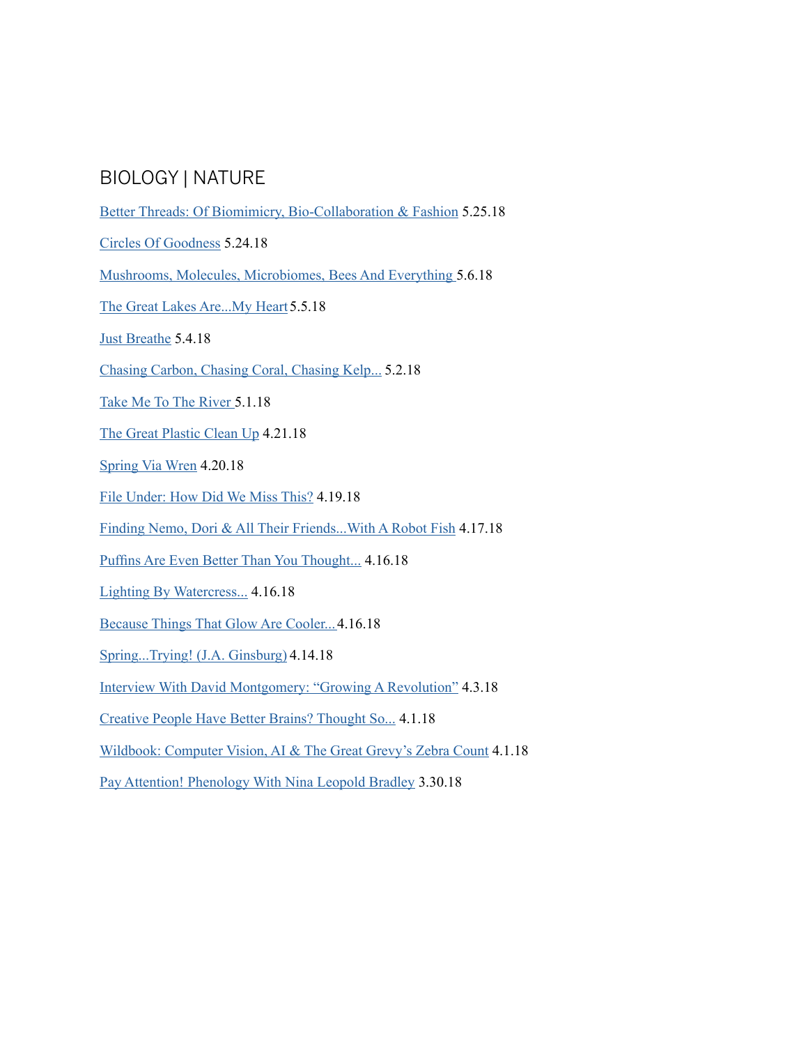## BIOLOGY | NATURE

Better Threads: Of Biomimicry, Bio-Collaboration & Fashion 5.25.18

Circles Of Goodness 5.24.18

Mushrooms, Molecules, Microbiomes, Bees And Everything 5.6.18

The Great Lakes Are...My Heart 5.5.18

Just Breathe 5.4.18

Chasing Carbon, Chasing Coral, Chasing Kelp... 5.2.18

Take Me To The River 5.1.18

The Great Plastic Clean Up 4.21.18

Spring Via Wren 4.20.18

File Under: How Did We Miss This? 4.19.18

Finding Nemo, Dori & All Their Friends...With A Robot Fish 4.17.18

Puffins Are Even Better Than You Thought... 4.16.18

Lighting By Watercress... 4.16.18

Because Things That Glow Are Cooler... 4.16.18

Spring...Trying! (J.A. Ginsburg) 4.14.18

Interview With David Montgomery: "Growing A Revolution" 4.3.18

Creative People Have Better Brains? Thought So... 4.1.18

Wildbook: Computer Vision, AI & The Great Grevy's Zebra Count 4.1.18

Pay Attention! Phenology With Nina Leopold Bradley 3.30.18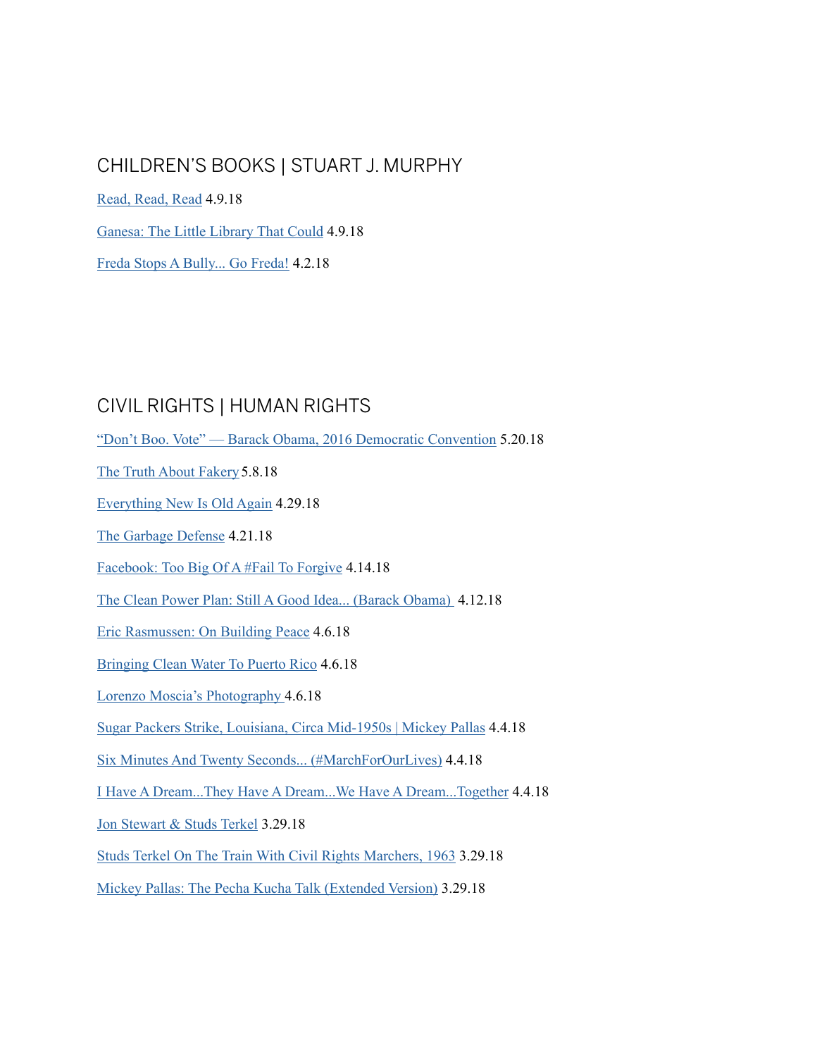## CHILDREN'S BOOKS | STUART J. MURPHY

Read, Read, Read 4.9.18

Ganesa: The Little Library That Could 4.9.18

Freda Stops A Bully... Go Freda! 4.2.18

## CIVIL RIGHTS | HUMAN RIGHTS

"Don't Boo. Vote" — Barack Obama, 2016 Democratic Convention 5.20.18

The Truth About Fakery 5.8.18

Everything New Is Old Again 4.29.18

The Garbage Defense 4.21.18

Facebook: Too Big Of A #Fail To Forgive 4.14.18

The Clean Power Plan: Still A Good Idea... (Barack Obama) 4.12.18

Eric Rasmussen: On Building Peace 4.6.18

Bringing Clean Water To Puerto Rico 4.6.18

Lorenzo Moscia's Photography 4.6.18

Sugar Packers Strike, Louisiana, Circa Mid-1950s | Mickey Pallas 4.4.18

Six Minutes And Twenty Seconds... (#MarchForOurLives) 4.4.18

I Have A Dream...They Have A Dream...We Have A Dream...Together 4.4.18

Jon Stewart & Studs Terkel 3.29.18

Studs Terkel On The Train With Civil Rights Marchers, 1963 3.29.18

Mickey Pallas: The Pecha Kucha Talk (Extended Version) 3.29.18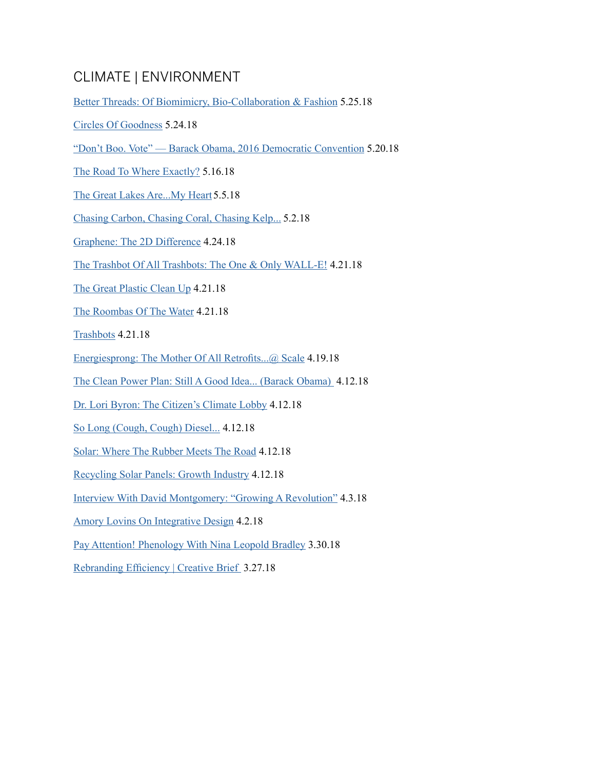# CLIMATE | ENVIRONMENT

Better Threads: Of Biomimicry, Bio-Collaboration & Fashion 5.25.18

Circles Of Goodness 5.24.18

"Don't Boo. Vote" — Barack Obama, 2016 Democratic Convention 5.20.18

The Road To Where Exactly? 5.16.18

The Great Lakes Are...My Heart 5.5.18

Chasing Carbon, Chasing Coral, Chasing Kelp... 5.2.18

Graphene: The 2D Difference 4.24.18

The Trashbot Of All Trashbots: The One & Only WALL-E! 4.21.18

The Great Plastic Clean Up 4.21.18

The Roombas Of The Water 4.21.18

Trashbots 4.21.18

Energiesprong: The Mother Of All Retrofits...@ Scale 4.19.18

The Clean Power Plan: Still A Good Idea... (Barack Obama) 4.12.18

Dr. Lori Byron: The Citizen's Climate Lobby 4.12.18

So Long (Cough, Cough) Diesel... 4.12.18

Solar: Where The Rubber Meets The Road 4.12.18

Recycling Solar Panels: Growth Industry 4.12.18

Interview With David Montgomery: "Growing A Revolution" 4.3.18

Amory Lovins On Integrative Design 4.2.18

Pay Attention! Phenology With Nina Leopold Bradley 3.30.18

Rebranding Efficiency | Creative Brief 3.27.18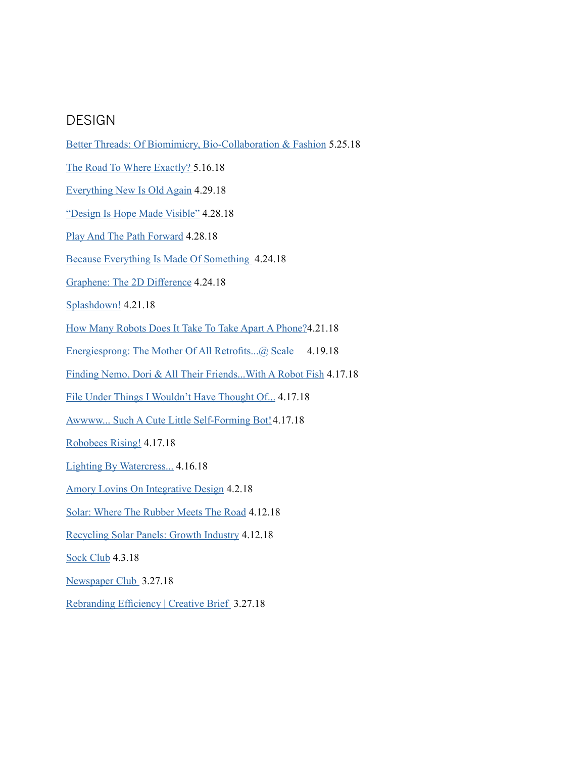## DESIGN

Better Threads: Of Biomimicry, Bio-Collaboration & Fashion 5.25.18

The Road To Where Exactly? 5.16.18

Everything New Is Old Again 4.29.18

"Design Is Hope Made Visible" 4.28.18

Play And The Path Forward 4.28.18

Because Everything Is Made Of Something 4.24.18

Graphene: The 2D Difference 4.24.18

Splashdown! 4.21.18

How Many Robots Does It Take To Take Apart A Phone? 4.21.18

Energiesprong: The Mother Of All Retrofits...@ Scale 4.19.18

Finding Nemo, Dori & All Their Friends...With A Robot Fish 4.17.18

File Under Things I Wouldn't Have Thought Of... 4.17.18

Awwww... Such A Cute Little Self-Forming Bot! 4.17.18

Robobees Rising! 4.17.18

Lighting By Watercress... 4.16.18

Amory Lovins On Integrative Design 4.2.18

Solar: Where The Rubber Meets The Road 4.12.18

Recycling Solar Panels: Growth Industry 4.12.18

Sock Club 4.3.18

Newspaper Club 3.27.18

Rebranding Efficiency | Creative Brief 3.27.18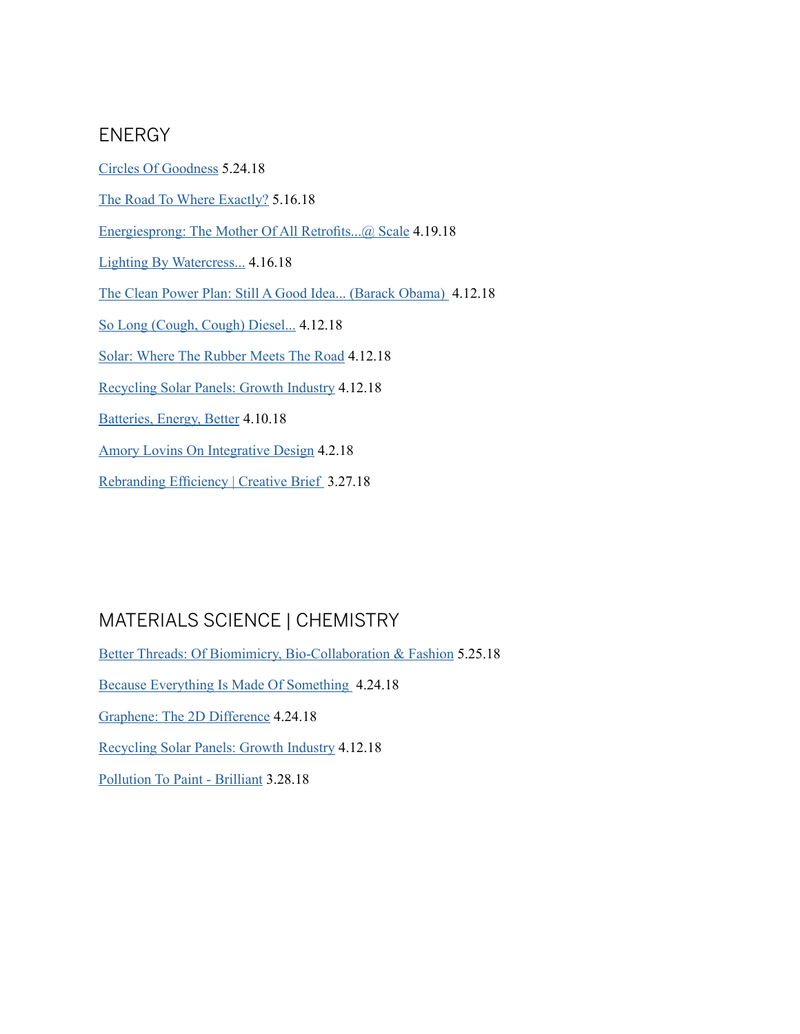## ENERGY

Circles Of Goodness 5.24.18

The Road To Where Exactly? 5.16.18

Energiesprong: The Mother Of All Retrofits...@ Scale 4.19.18

Lighting By Watercress... 4.16.18

The Clean Power Plan: Still A Good Idea... (Barack Obama) 4.12.18

So Long (Cough, Cough) Diesel... 4.12.18

Solar: Where The Rubber Meets The Road 4.12.18

Recycling Solar Panels: Growth Industry 4.12.18

Batteries, Energy, Better 4.10.18

Amory Lovins On Integrative Design 4.2.18

Rebranding Efficiency | Creative Brief 3.27.18

## MATERIALS SCIENCE | CHEMISTRY

Better Threads: Of Biomimicry, Bio-Collaboration & Fashion 5.25.18

Because Everything Is Made Of Something 4.24.18

Graphene: The 2D Difference 4.24.18

Recycling Solar Panels: Growth Industry 4.12.18

Pollution To Paint - Brilliant 3.28.18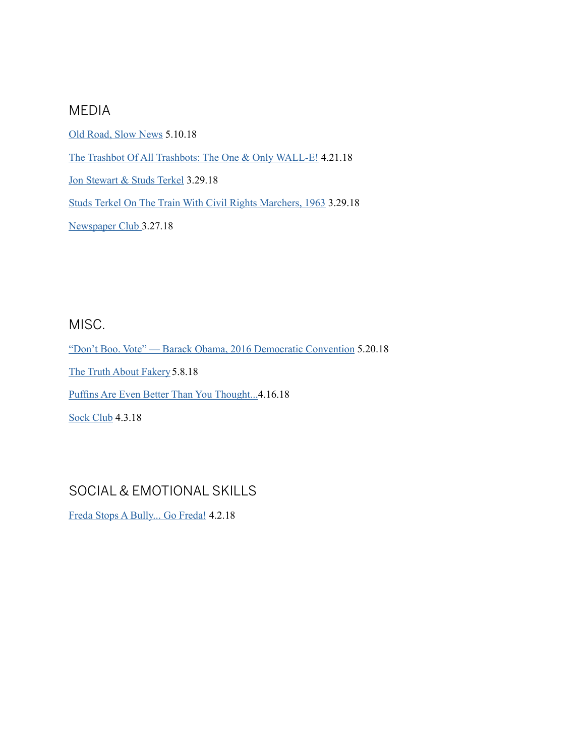## MEDIA

Old Road, Slow News 5.10.18

The Trashbot Of All Trashbots: The One & Only WALL-E! 4.21.18

Jon Stewart & Studs Terkel 3.29.18

Studs Terkel On The Train With Civil Rights Marchers, 1963 3.29.18

Newspaper Club 3.27.18

## MISC.

"Don't Boo. Vote" — Barack Obama, 2016 Democratic Convention 5.20.18

The Truth About Fakery 5.8.18

Puffins Are Even Better Than You Thought...4.16.18

Sock Club 4.3.18

## SOCIAL & EMOTIONAL SKILLS

Freda Stops A Bully... Go Freda! 4.2.18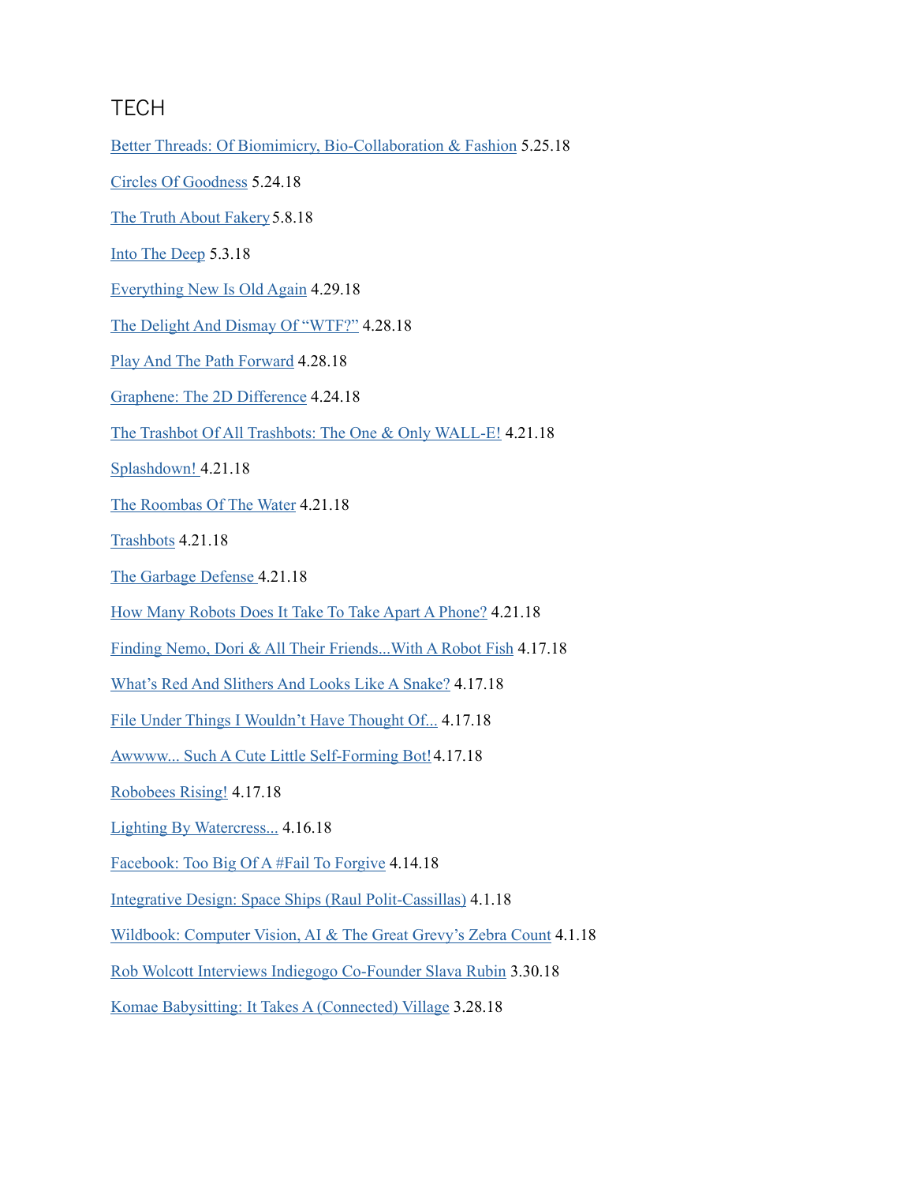## TECH

Better Threads: Of Biomimicry, Bio-Collaboration & Fashion 5.25.18

Circles Of Goodness 5.24.18

The Truth About Fakery 5.8.18

Into The Deep 5.3.18

Everything New Is Old Again 4.29.18

The Delight And Dismay Of "WTF?" 4.28.18

Play And The Path Forward 4.28.18

Graphene: The 2D Difference 4.24.18

The Trashbot Of All Trashbots: The One & Only WALL-E! 4.21.18

Splashdown! 4.21.18

The Roombas Of The Water 4.21.18

Trashbots 4.21.18

The Garbage Defense 4.21.18

How Many Robots Does It Take To Take Apart A Phone? 4.21.18

Finding Nemo, Dori & All Their Friends...With A Robot Fish 4.17.18

What's Red And Slithers And Looks Like A Snake? 4.17.18

File Under Things I Wouldn't Have Thought Of... 4.17.18

Awwww... Such A Cute Little Self-Forming Bot! 4.17.18

Robobees Rising! 4.17.18

Lighting By Watercress... 4.16.18

Facebook: Too Big Of A #Fail To Forgive 4.14.18

Integrative Design: Space Ships (Raul Polit-Cassillas) 4.1.18

Wildbook: Computer Vision, AI & The Great Grevy's Zebra Count 4.1.18

Rob Wolcott Interviews Indiegogo Co-Founder Slava Rubin 3.30.18

Komae Babysitting: It Takes A (Connected) Village 3.28.18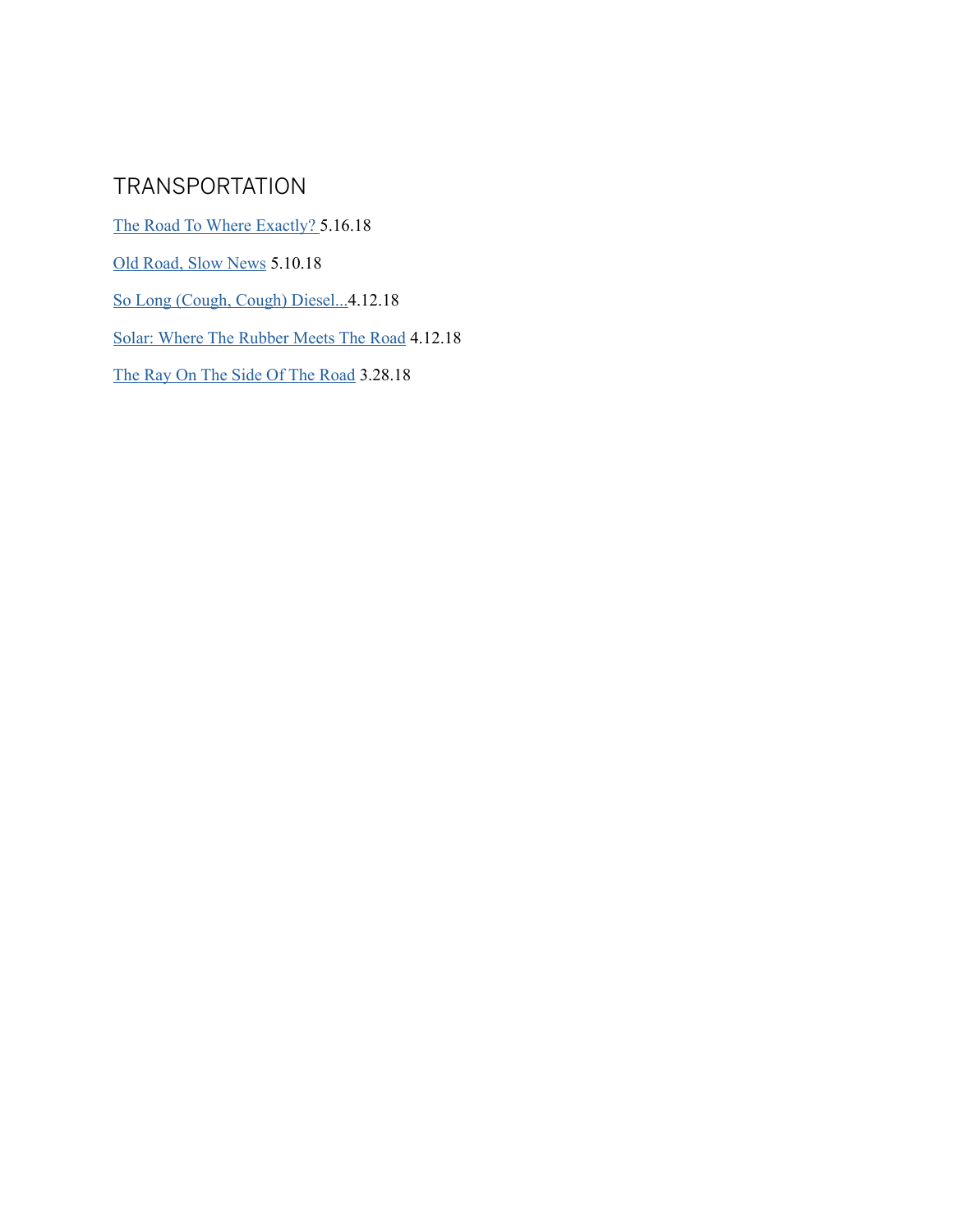## TRANSPORTATION

The Road To Where Exactly? 5.16.18

Old Road, Slow News 5.10.18

So Long (Cough, Cough) Diesel...4.12.18

Solar: Where The Rubber Meets The Road 4.12.18

The Ray On The Side Of The Road 3.28.18